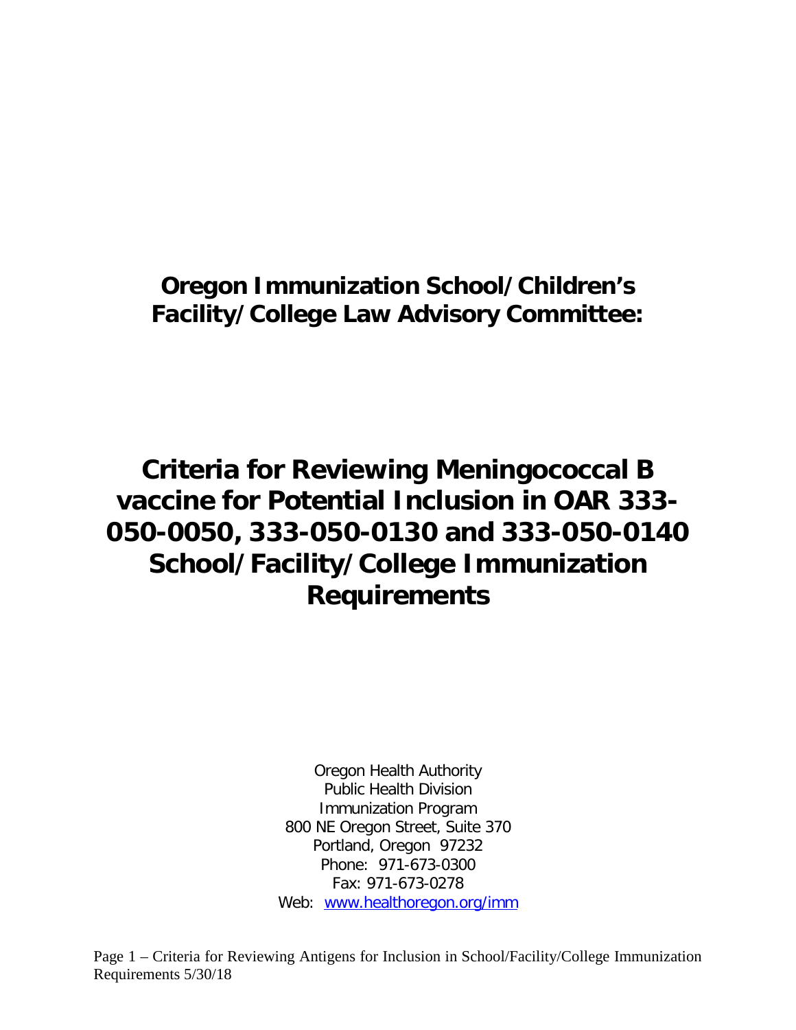# Oregon Immunization School/Children's Facility/College Law Advisory Committee:

# Criteria for Reviewing Meningococcal B vaccine for Potential Inclusion in OAR 333-050-0050, 333-050-0130 and 333-050-0140 School/Facility/College Immunization Requirements

Oregon Health Authority
Public Health Division
Immunization Program
800 NE Oregon Street, Suite 370
Portland, Oregon 97232
Phone: 971-673-0300
Fax: 971-673-0278
Web: [www.healthoregon.org/imm](www.healthoregon.org/imm)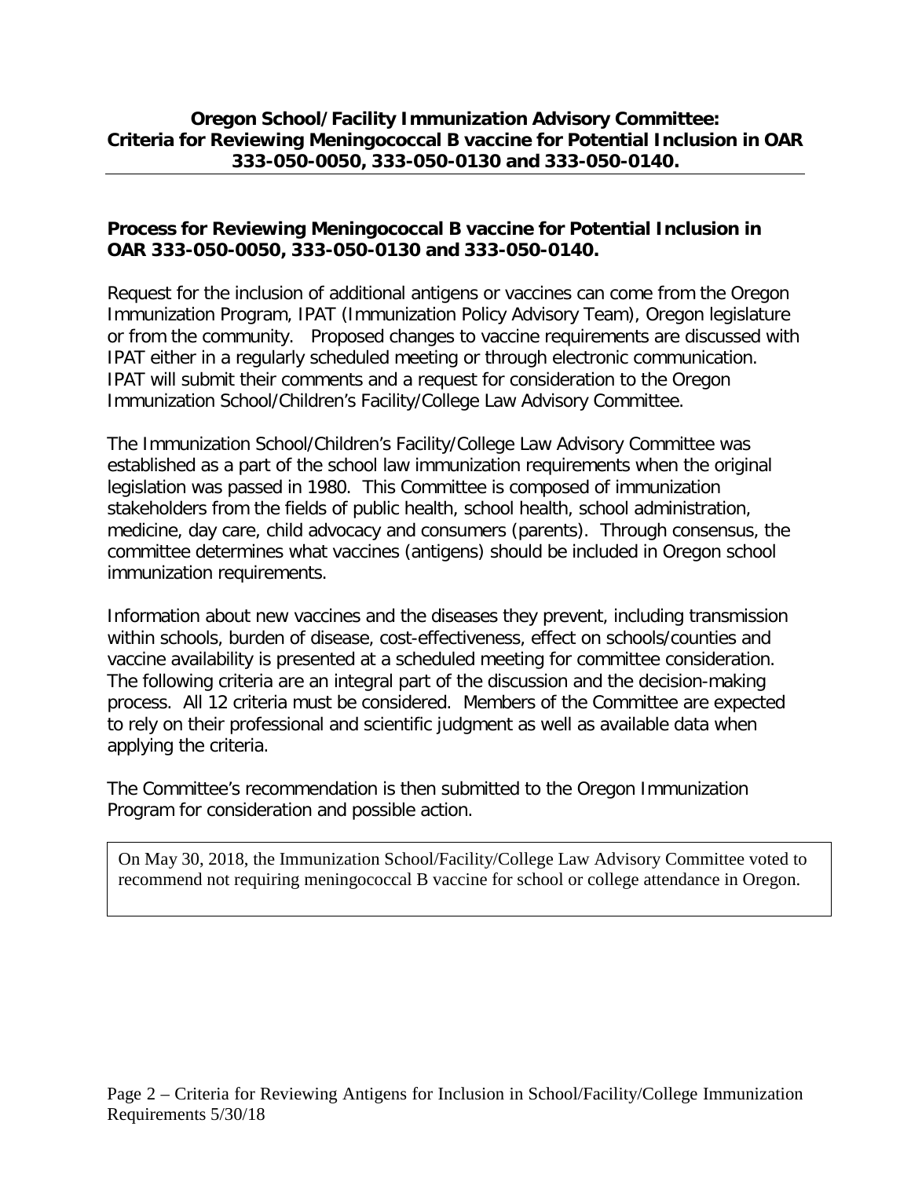**Oregon School/Facility Immunization Advisory Committee: Criteria for Reviewing Meningococcal B vaccine for Potential Inclusion in OAR 333-050-0050, 333-050-0130 and 333-050-0140.**

## Process for Reviewing Meningococcal B vaccine for Potential Inclusion in OAR 333-050-0050, 333-050-0130 and 333-050-0140.

Request for the inclusion of additional antigens or vaccines can come from the Oregon Immunization Program, IPAT (Immunization Policy Advisory Team), Oregon legislature or from the community. Proposed changes to vaccine requirements are discussed with IPAT either in a regularly scheduled meeting or through electronic communication. IPAT will submit their comments and a request for consideration to the Oregon Immunization School/Children's Facility/College Law Advisory Committee.

The Immunization School/Children's Facility/College Law Advisory Committee was established as a part of the school law immunization requirements when the original legislation was passed in 1980. This Committee is composed of immunization stakeholders from the fields of public health, school health, school administration, medicine, day care, child advocacy and consumers (parents). Through consensus, the committee determines what vaccines (antigens) should be included in Oregon school immunization requirements.

Information about new vaccines and the diseases they prevent, including transmission within schools, burden of disease, cost-effectiveness, effect on schools/counties and vaccine availability is presented at a scheduled meeting for committee consideration. The following criteria are an integral part of the discussion and the decision-making process. All 12 criteria must be considered. Members of the Committee are expected to rely on their professional and scientific judgment as well as available data when applying the criteria.

The Committee's recommendation is then submitted to the Oregon Immunization Program for consideration and possible action.

On May 30, 2018, the Immunization School/Facility/College Law Advisory Committee voted to recommend not requiring meningococcal B vaccine for school or college attendance in Oregon.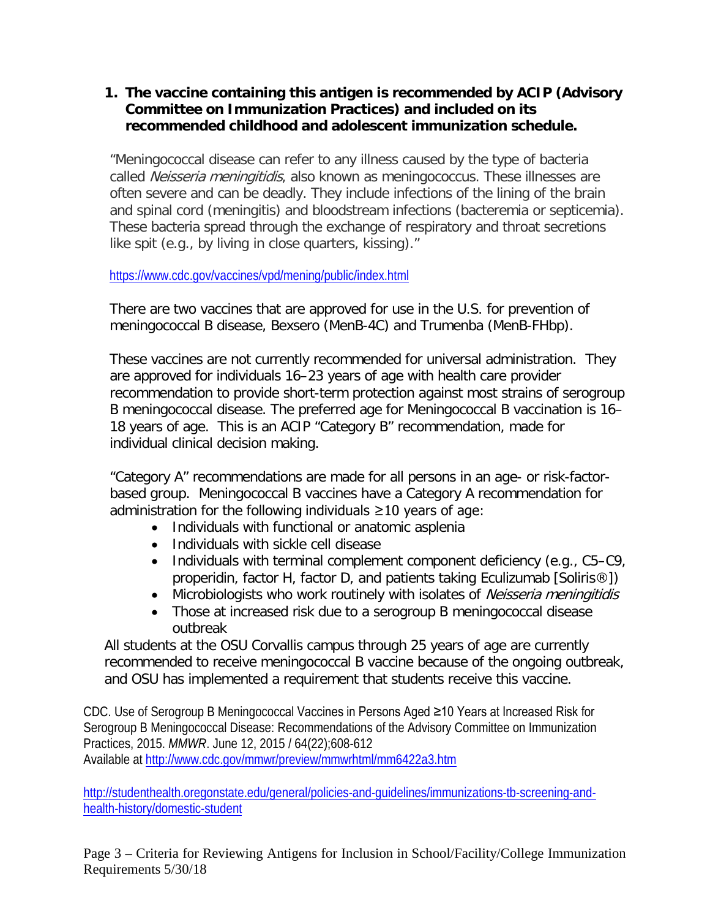1. **The vaccine containing this antigen is recommended by ACIP (Advisory Committee on Immunization Practices) and included on its recommended childhood and adolescent immunization schedule.**

"Meningococcal disease can refer to any illness caused by the type of bacteria called *Neisseria meningitidis*, also known as meningococcus. These illnesses are often severe and can be deadly. They include infections of the lining of the brain and spinal cord (meningitis) and bloodstream infections (bacteremia or septicemia). These bacteria spread through the exchange of respiratory and throat secretions like spit (e.g., by living in close quarters, kissing)."

https://www.cdc.gov/vaccines/vpd/mening/public/index.html

There are two vaccines that are approved for use in the U.S. for prevention of meningococcal B disease, Bexsero (MenB-4C) and Trumenba (MenB-FHbp).

These vaccines are not currently recommended for universal administration. They are approved for individuals 16–23 years of age with health care provider recommendation to provide short-term protection against most strains of serogroup B meningococcal disease. The preferred age for Meningococcal B vaccination is 16–18 years of age. This is an ACIP "Category B" recommendation, made for individual clinical decision making.

"Category A" recommendations are made for all persons in an age- or risk-factor-based group. Meningococcal B vaccines have a Category A recommendation for administration for the following individuals ≥10 years of age:

- Individuals with functional or anatomic asplenia
- Individuals with sickle cell disease
- Individuals with terminal complement component deficiency (e.g., C5–C9, properidin, factor H, factor D, and patients taking Eculizumab [Soliris®])
- Microbiologists who work routinely with isolates of *Neisseria meningitidis*
- Those at increased risk due to a serogroup B meningococcal disease outbreak

All students at the OSU Corvallis campus through 25 years of age are currently recommended to receive meningococcal B vaccine because of the ongoing outbreak, and OSU has implemented a requirement that students receive this vaccine.

CDC. Use of Serogroup B Meningococcal Vaccines in Persons Aged ≥10 Years at Increased Risk for Serogroup B Meningococcal Disease: Recommendations of the Advisory Committee on Immunization Practices, 2015. *MMWR*. June 12, 2015 / 64(22);608-612
Available at http://www.cdc.gov/mmwr/preview/mmwrhtml/mm6422a3.htm

http://studenthealth.oregonstate.edu/general/policies-and-guidelines/immunizations-tb-screening-and-health-history/domestic-student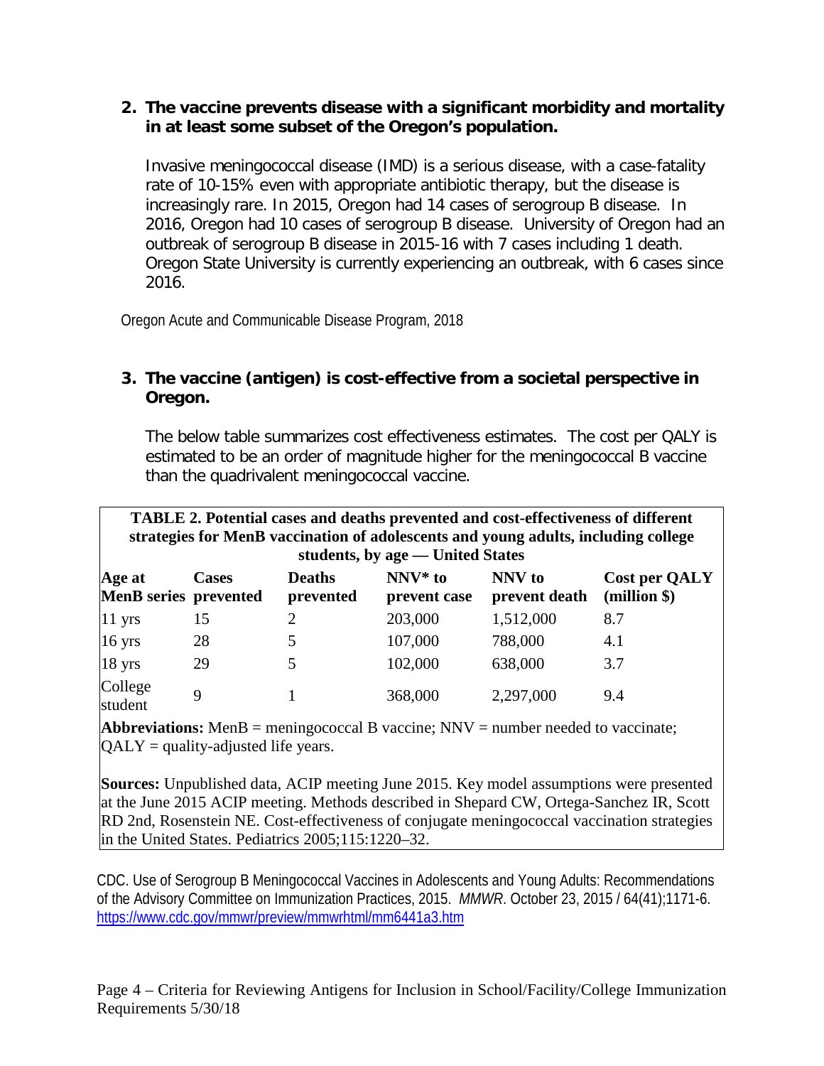2. **The vaccine prevents disease with a significant morbidity and mortality in at least some subset of the Oregon's population.**

   Invasive meningococcal disease (IMD) is a serious disease, with a case-fatality rate of 10-15% even with appropriate antibiotic therapy, but the disease is increasingly rare. In 2015, Oregon had 14 cases of serogroup B disease. In 2016, Oregon had 10 cases of serogroup B disease. University of Oregon had an outbreak of serogroup B disease in 2015-16 with 7 cases including 1 death. Oregon State University is currently experiencing an outbreak, with 6 cases since 2016.

Oregon Acute and Communicable Disease Program, 2018

3. **The vaccine (antigen) is cost-effective from a societal perspective in Oregon.**

   The below table summarizes cost effectiveness estimates. The cost per QALY is estimated to be an order of magnitude higher for the meningococcal B vaccine than the quadrivalent meningococcal vaccine.

**TABLE 2. Potential cases and deaths prevented and cost-effectiveness of different strategies for MenB vaccination of adolescents and young adults, including college students, by age — United States**

| Age at MenB series | Cases prevented | Deaths prevented | NNV* to prevent case | NNV to prevent death | Cost per QALY (million $) |
|---|---|---|---|---|---|
| 11 yrs | 15 | 2 | 203,000 | 1,512,000 | 8.7 |
| 16 yrs | 28 | 5 | 107,000 | 788,000 | 4.1 |
| 18 yrs | 29 | 5 | 102,000 | 638,000 | 3.7 |
| College student | 9 | 1 | 368,000 | 2,297,000 | 9.4 |

**Abbreviations:** MenB = meningococcal B vaccine; NNV = number needed to vaccinate; QALY = quality-adjusted life years.

**Sources:** Unpublished data, ACIP meeting June 2015. Key model assumptions were presented at the June 2015 ACIP meeting. Methods described in Shepard CW, Ortega-Sanchez IR, Scott RD 2nd, Rosenstein NE. Cost-effectiveness of conjugate meningococcal vaccination strategies in the United States. Pediatrics 2005;115:1220–32.

CDC. Use of Serogroup B Meningococcal Vaccines in Adolescents and Young Adults: Recommendations of the Advisory Committee on Immunization Practices, 2015. *MMWR*. October 23, 2015 / 64(41);1171-6. https://www.cdc.gov/mmwr/preview/mmwrhtml/mm6441a3.htm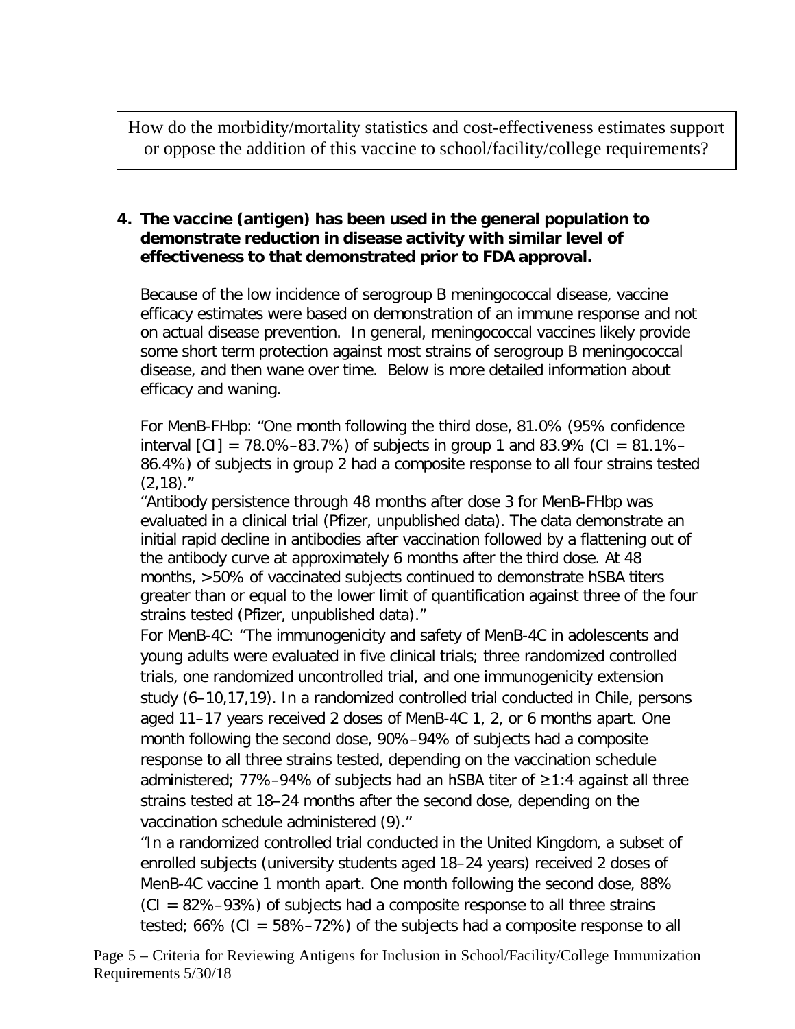How do the morbidity/mortality statistics and cost-effectiveness estimates support or oppose the addition of this vaccine to school/facility/college requirements?

**4. The vaccine (antigen) has been used in the general population to demonstrate reduction in disease activity with similar level of effectiveness to that demonstrated prior to FDA approval.**

Because of the low incidence of serogroup B meningococcal disease, vaccine efficacy estimates were based on demonstration of an immune response and not on actual disease prevention. In general, meningococcal vaccines likely provide some short term protection against most strains of serogroup B meningococcal disease, and then wane over time. Below is more detailed information about efficacy and waning.

For MenB-FHbp: "One month following the third dose, 81.0% (95% confidence interval [CI] = 78.0%–83.7%) of subjects in group 1 and 83.9% (CI = 81.1%–86.4%) of subjects in group 2 had a composite response to all four strains tested (2,18)."

"Antibody persistence through 48 months after dose 3 for MenB-FHbp was evaluated in a clinical trial (Pfizer, unpublished data). The data demonstrate an initial rapid decline in antibodies after vaccination followed by a flattening out of the antibody curve at approximately 6 months after the third dose. At 48 months, >50% of vaccinated subjects continued to demonstrate hSBA titers greater than or equal to the lower limit of quantification against three of the four strains tested (Pfizer, unpublished data)."

For MenB-4C: "The immunogenicity and safety of MenB-4C in adolescents and young adults were evaluated in five clinical trials; three randomized controlled trials, one randomized uncontrolled trial, and one immunogenicity extension study (6–10,17,19). In a randomized controlled trial conducted in Chile, persons aged 11–17 years received 2 doses of MenB-4C 1, 2, or 6 months apart. One month following the second dose, 90%–94% of subjects had a composite response to all three strains tested, depending on the vaccination schedule administered; 77%–94% of subjects had an hSBA titer of ≥1:4 against all three strains tested at 18–24 months after the second dose, depending on the vaccination schedule administered (9)."

"In a randomized controlled trial conducted in the United Kingdom, a subset of enrolled subjects (university students aged 18–24 years) received 2 doses of MenB-4C vaccine 1 month apart. One month following the second dose, 88% (CI = 82%–93%) of subjects had a composite response to all three strains tested; 66% (CI = 58%–72%) of the subjects had a composite response to all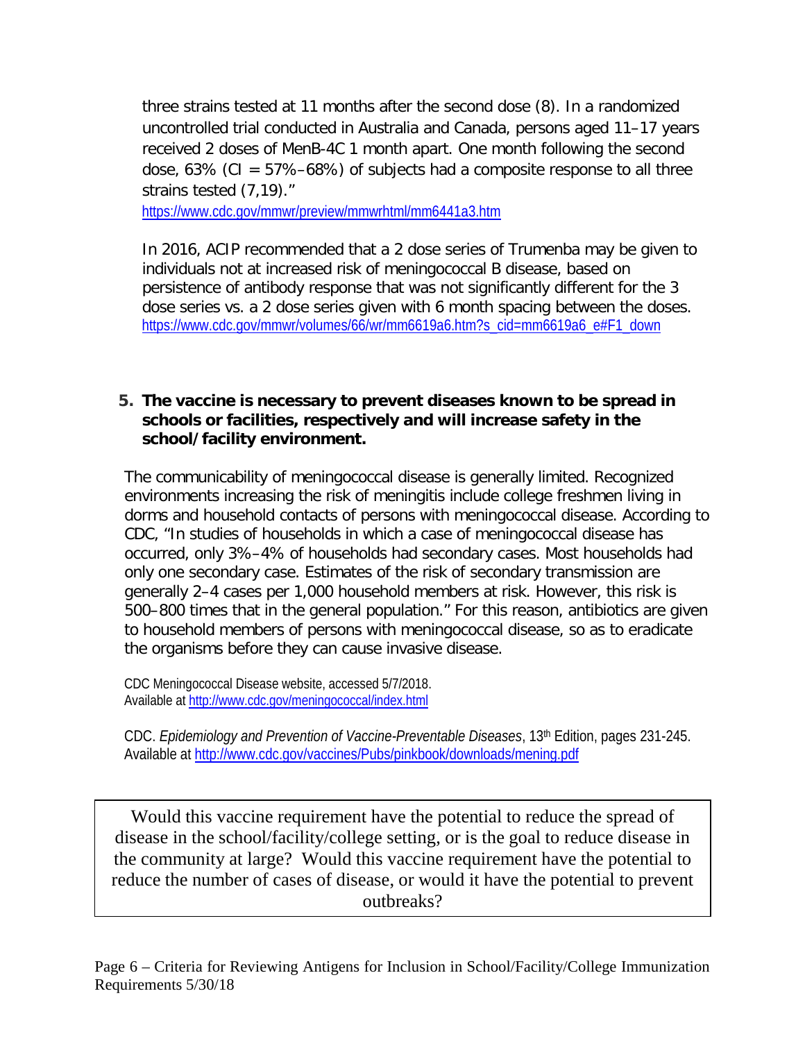three strains tested at 11 months after the second dose (8). In a randomized uncontrolled trial conducted in Australia and Canada, persons aged 11–17 years received 2 doses of MenB-4C 1 month apart. One month following the second dose, 63% (CI = 57%–68%) of subjects had a composite response to all three strains tested (7,19)."

https://www.cdc.gov/mmwr/preview/mmwrhtml/mm6441a3.htm

In 2016, ACIP recommended that a 2 dose series of Trumenba may be given to individuals not at increased risk of meningococcal B disease, based on persistence of antibody response that was not significantly different for the 3 dose series vs. a 2 dose series given with 6 month spacing between the doses.
https://www.cdc.gov/mmwr/volumes/66/wr/mm6619a6.htm?s_cid=mm6619a6_e#F1_down

5. **The vaccine is necessary to prevent diseases known to be spread in schools or facilities, respectively and will increase safety in the school/facility environment.**

The communicability of meningococcal disease is generally limited. Recognized environments increasing the risk of meningitis include college freshmen living in dorms and household contacts of persons with meningococcal disease. According to CDC, "In studies of households in which a case of meningococcal disease has occurred, only 3%–4% of households had secondary cases. Most households had only one secondary case. Estimates of the risk of secondary transmission are generally 2–4 cases per 1,000 household members at risk. However, this risk is 500–800 times that in the general population." For this reason, antibiotics are given to household members of persons with meningococcal disease, so as to eradicate the organisms before they can cause invasive disease.

CDC Meningococcal Disease website, accessed 5/7/2018.
Available at http://www.cdc.gov/meningococcal/index.html

CDC. *Epidemiology and Prevention of Vaccine-Preventable Diseases*, 13th Edition, pages 231-245.
Available at http://www.cdc.gov/vaccines/Pubs/pinkbook/downloads/mening.pdf

Would this vaccine requirement have the potential to reduce the spread of disease in the school/facility/college setting, or is the goal to reduce disease in the community at large? Would this vaccine requirement have the potential to reduce the number of cases of disease, or would it have the potential to prevent outbreaks?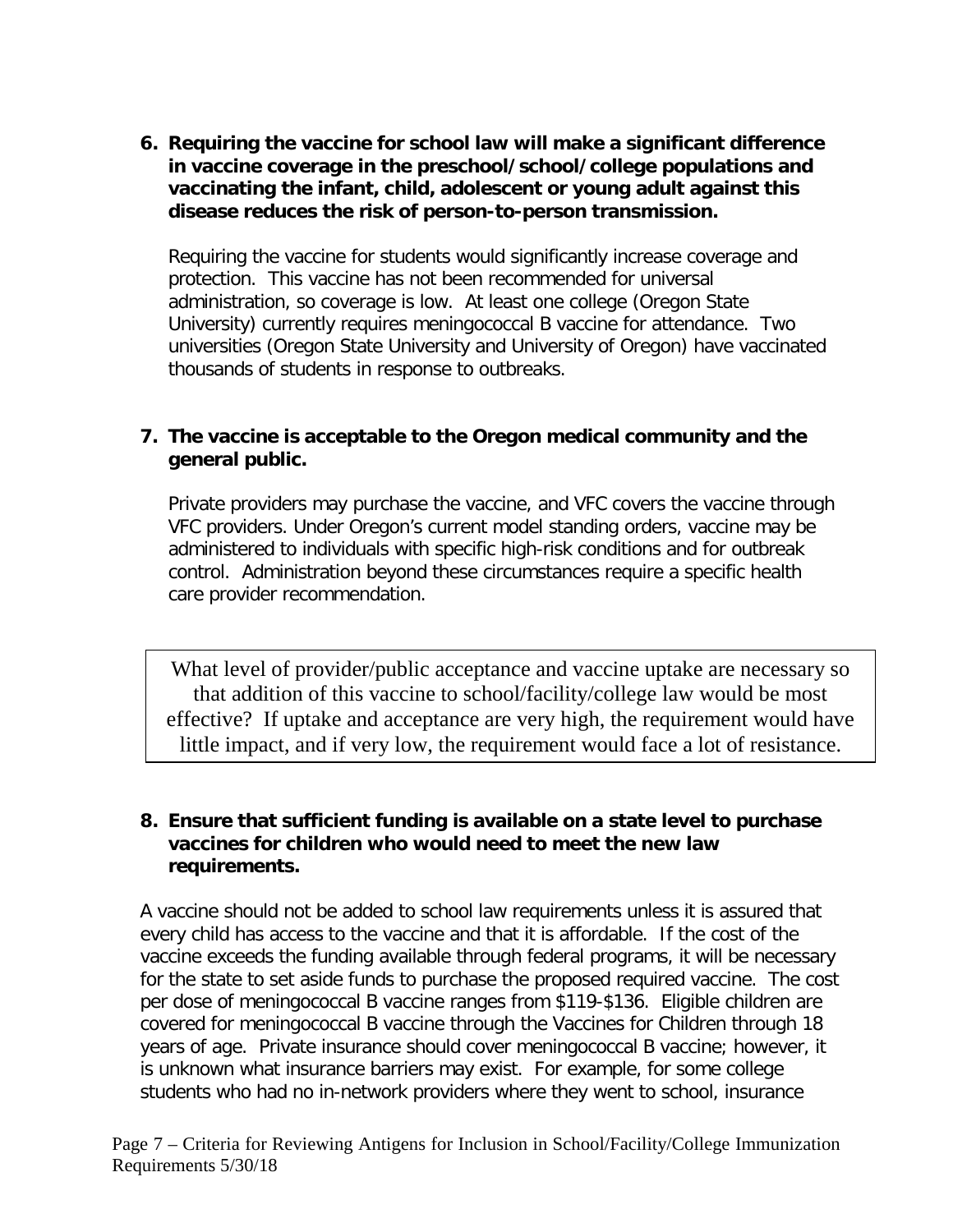6. **Requiring the vaccine for school law will make a significant difference in vaccine coverage in the preschool/school/college populations and vaccinating the infant, child, adolescent or young adult against this disease reduces the risk of person-to-person transmission.**

   Requiring the vaccine for students would significantly increase coverage and protection. This vaccine has not been recommended for universal administration, so coverage is low. At least one college (Oregon State University) currently requires meningococcal B vaccine for attendance. Two universities (Oregon State University and University of Oregon) have vaccinated thousands of students in response to outbreaks.

7. **The vaccine is acceptable to the Oregon medical community and the general public.**

   Private providers may purchase the vaccine, and VFC covers the vaccine through VFC providers. Under Oregon's current model standing orders, vaccine may be administered to individuals with specific high-risk conditions and for outbreak control. Administration beyond these circumstances require a specific health care provider recommendation.

> What level of provider/public acceptance and vaccine uptake are necessary so that addition of this vaccine to school/facility/college law would be most effective? If uptake and acceptance are very high, the requirement would have little impact, and if very low, the requirement would face a lot of resistance.

8. **Ensure that sufficient funding is available on a state level to purchase vaccines for children who would need to meet the new law requirements.**

A vaccine should not be added to school law requirements unless it is assured that every child has access to the vaccine and that it is affordable. If the cost of the vaccine exceeds the funding available through federal programs, it will be necessary for the state to set aside funds to purchase the proposed required vaccine. The cost per dose of meningococcal B vaccine ranges from $119-$136. Eligible children are covered for meningococcal B vaccine through the Vaccines for Children through 18 years of age. Private insurance should cover meningococcal B vaccine; however, it is unknown what insurance barriers may exist. For example, for some college students who had no in-network providers where they went to school, insurance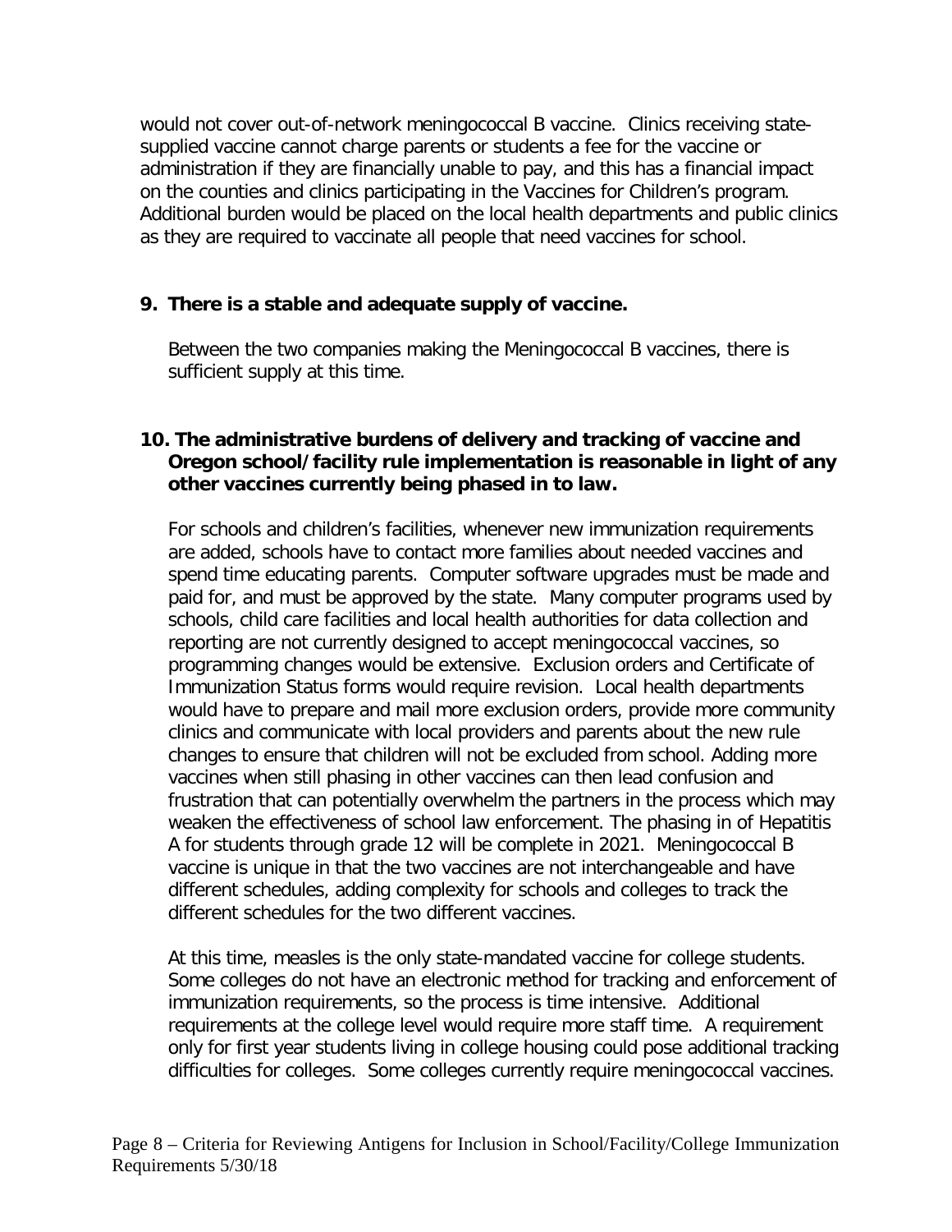would not cover out-of-network meningococcal B vaccine. Clinics receiving state-supplied vaccine cannot charge parents or students a fee for the vaccine or administration if they are financially unable to pay, and this has a financial impact on the counties and clinics participating in the Vaccines for Children's program. Additional burden would be placed on the local health departments and public clinics as they are required to vaccinate all people that need vaccines for school.

**9. There is a stable and adequate supply of vaccine.**

Between the two companies making the Meningococcal B vaccines, there is sufficient supply at this time.

**10. The administrative burdens of delivery and tracking of vaccine and Oregon school/facility rule implementation is reasonable in light of any other vaccines currently being phased in to law.**

For schools and children's facilities, whenever new immunization requirements are added, schools have to contact more families about needed vaccines and spend time educating parents. Computer software upgrades must be made and paid for, and must be approved by the state. Many computer programs used by schools, child care facilities and local health authorities for data collection and reporting are not currently designed to accept meningococcal vaccines, so programming changes would be extensive. Exclusion orders and Certificate of Immunization Status forms would require revision. Local health departments would have to prepare and mail more exclusion orders, provide more community clinics and communicate with local providers and parents about the new rule changes to ensure that children will not be excluded from school. Adding more vaccines when still phasing in other vaccines can then lead confusion and frustration that can potentially overwhelm the partners in the process which may weaken the effectiveness of school law enforcement. The phasing in of Hepatitis A for students through grade 12 will be complete in 2021. Meningococcal B vaccine is unique in that the two vaccines are not interchangeable and have different schedules, adding complexity for schools and colleges to track the different schedules for the two different vaccines.

At this time, measles is the only state-mandated vaccine for college students. Some colleges do not have an electronic method for tracking and enforcement of immunization requirements, so the process is time intensive. Additional requirements at the college level would require more staff time. A requirement only for first year students living in college housing could pose additional tracking difficulties for colleges. Some colleges currently require meningococcal vaccines.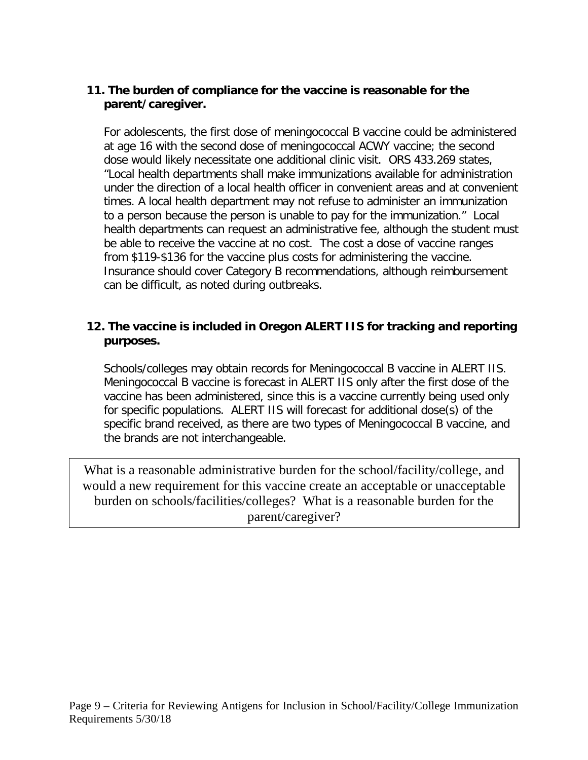**11. The burden of compliance for the vaccine is reasonable for the parent/caregiver.**

For adolescents, the first dose of meningococcal B vaccine could be administered at age 16 with the second dose of meningococcal ACWY vaccine; the second dose would likely necessitate one additional clinic visit. ORS 433.269 states, "Local health departments shall make immunizations available for administration under the direction of a local health officer in convenient areas and at convenient times. A local health department may not refuse to administer an immunization to a person because the person is unable to pay for the immunization." Local health departments can request an administrative fee, although the student must be able to receive the vaccine at no cost. The cost a dose of vaccine ranges from $119-$136 for the vaccine plus costs for administering the vaccine. Insurance should cover Category B recommendations, although reimbursement can be difficult, as noted during outbreaks.

**12. The vaccine is included in Oregon ALERT IIS for tracking and reporting purposes.**

Schools/colleges may obtain records for Meningococcal B vaccine in ALERT IIS. Meningococcal B vaccine is forecast in ALERT IIS only after the first dose of the vaccine has been administered, since this is a vaccine currently being used only for specific populations. ALERT IIS will forecast for additional dose(s) of the specific brand received, as there are two types of Meningococcal B vaccine, and the brands are not interchangeable.

What is a reasonable administrative burden for the school/facility/college, and would a new requirement for this vaccine create an acceptable or unacceptable burden on schools/facilities/colleges? What is a reasonable burden for the parent/caregiver?